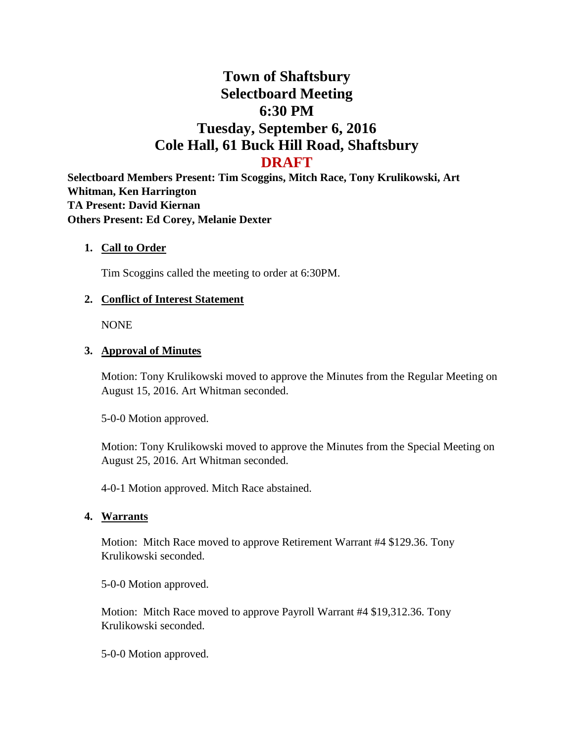# Town of Shaftsbury
# Selectboard Meeting
# 6:30 PM
# Tuesday, September 6, 2016
# Cole Hall, 61 Buck Hill Road, Shaftsbury
# DRAFT

**Selectboard Members Present: Tim Scoggins, Mitch Race, Tony Krulikowski, Art Whitman, Ken Harrington**
**TA Present: David Kiernan**
**Others Present: Ed Corey, Melanie Dexter**

1. **Call to Order**

   Tim Scoggins called the meeting to order at 6:30PM.

2. **Conflict of Interest Statement**

   NONE

3. **Approval of Minutes**

   Motion: Tony Krulikowski moved to approve the Minutes from the Regular Meeting on August 15, 2016. Art Whitman seconded.

   5-0-0 Motion approved.

   Motion: Tony Krulikowski moved to approve the Minutes from the Special Meeting on August 25, 2016. Art Whitman seconded.

   4-0-1 Motion approved. Mitch Race abstained.

4. **Warrants**

   Motion: Mitch Race moved to approve Retirement Warrant #4 $129.36. Tony Krulikowski seconded.

   5-0-0 Motion approved.

   Motion: Mitch Race moved to approve Payroll Warrant #4 $19,312.36. Tony Krulikowski seconded.

   5-0-0 Motion approved.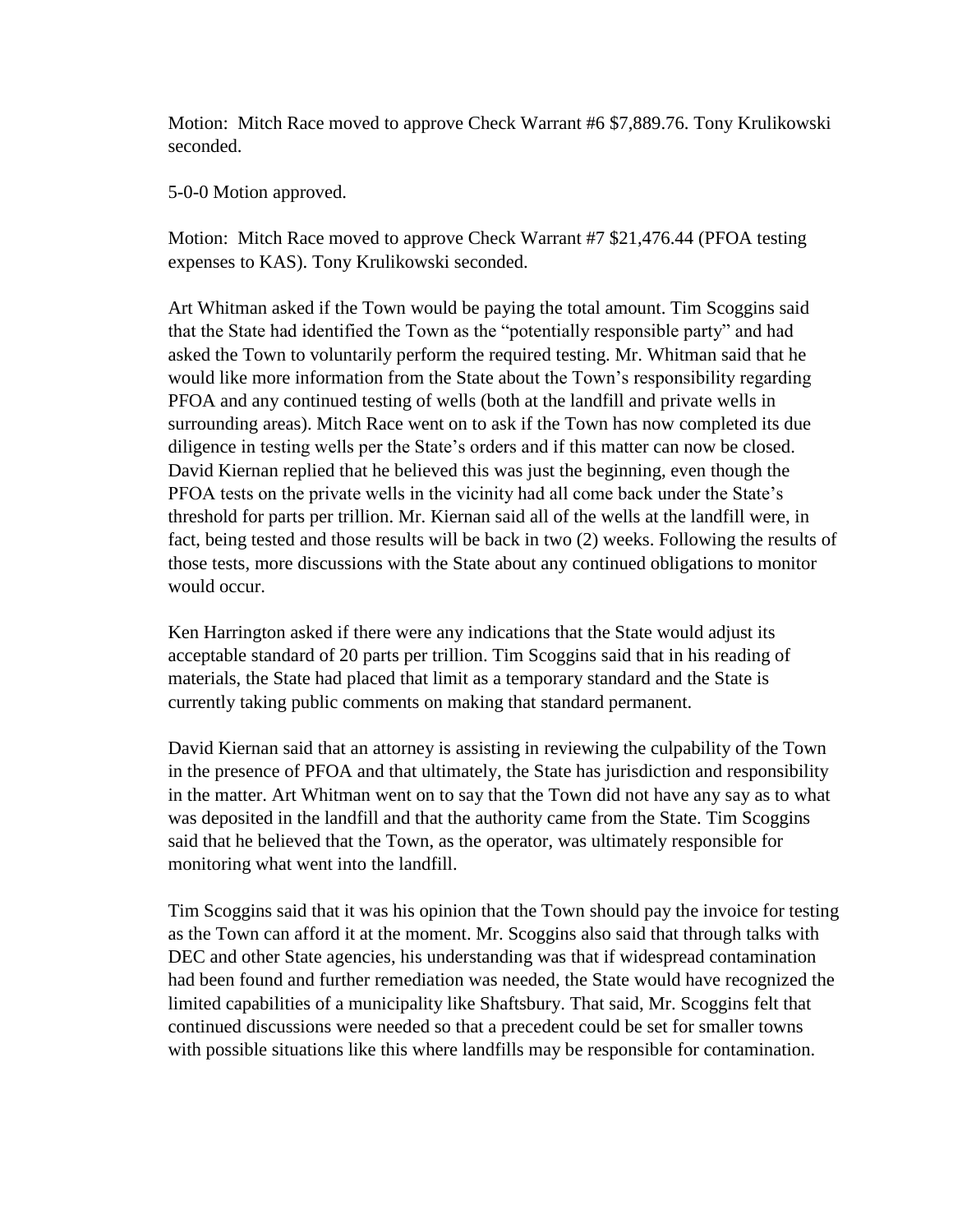Motion: Mitch Race moved to approve Check Warrant #6 $7,889.76. Tony Krulikowski seconded.

5-0-0 Motion approved.

Motion: Mitch Race moved to approve Check Warrant #7 $21,476.44 (PFOA testing expenses to KAS). Tony Krulikowski seconded.

Art Whitman asked if the Town would be paying the total amount. Tim Scoggins said that the State had identified the Town as the "potentially responsible party" and had asked the Town to voluntarily perform the required testing. Mr. Whitman said that he would like more information from the State about the Town's responsibility regarding PFOA and any continued testing of wells (both at the landfill and private wells in surrounding areas). Mitch Race went on to ask if the Town has now completed its due diligence in testing wells per the State's orders and if this matter can now be closed. David Kiernan replied that he believed this was just the beginning, even though the PFOA tests on the private wells in the vicinity had all come back under the State's threshold for parts per trillion. Mr. Kiernan said all of the wells at the landfill were, in fact, being tested and those results will be back in two (2) weeks. Following the results of those tests, more discussions with the State about any continued obligations to monitor would occur.

Ken Harrington asked if there were any indications that the State would adjust its acceptable standard of 20 parts per trillion. Tim Scoggins said that in his reading of materials, the State had placed that limit as a temporary standard and the State is currently taking public comments on making that standard permanent.

David Kiernan said that an attorney is assisting in reviewing the culpability of the Town in the presence of PFOA and that ultimately, the State has jurisdiction and responsibility in the matter. Art Whitman went on to say that the Town did not have any say as to what was deposited in the landfill and that the authority came from the State. Tim Scoggins said that he believed that the Town, as the operator, was ultimately responsible for monitoring what went into the landfill.

Tim Scoggins said that it was his opinion that the Town should pay the invoice for testing as the Town can afford it at the moment. Mr. Scoggins also said that through talks with DEC and other State agencies, his understanding was that if widespread contamination had been found and further remediation was needed, the State would have recognized the limited capabilities of a municipality like Shaftsbury. That said, Mr. Scoggins felt that continued discussions were needed so that a precedent could be set for smaller towns with possible situations like this where landfills may be responsible for contamination.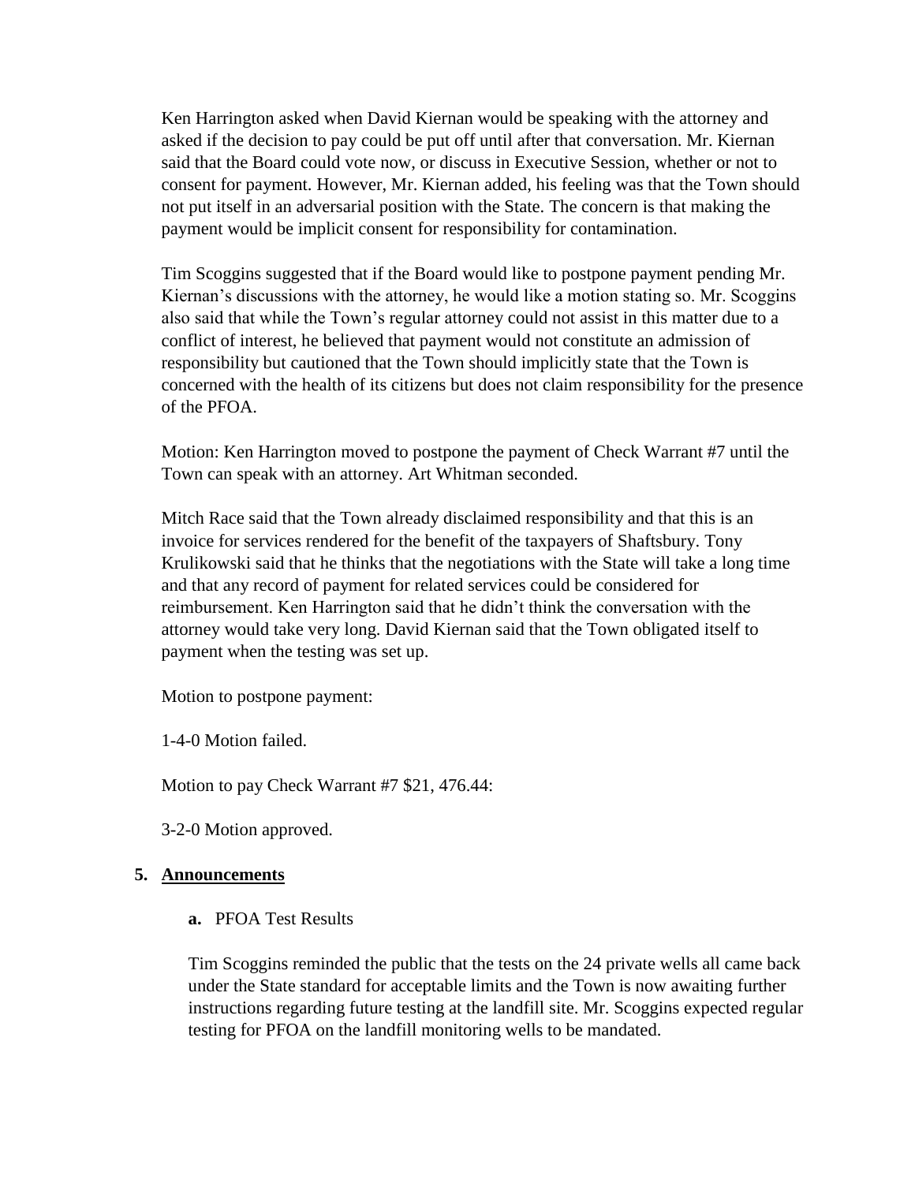Ken Harrington asked when David Kiernan would be speaking with the attorney and asked if the decision to pay could be put off until after that conversation. Mr. Kiernan said that the Board could vote now, or discuss in Executive Session, whether or not to consent for payment. However, Mr. Kiernan added, his feeling was that the Town should not put itself in an adversarial position with the State. The concern is that making the payment would be implicit consent for responsibility for contamination.

Tim Scoggins suggested that if the Board would like to postpone payment pending Mr. Kiernan's discussions with the attorney, he would like a motion stating so. Mr. Scoggins also said that while the Town's regular attorney could not assist in this matter due to a conflict of interest, he believed that payment would not constitute an admission of responsibility but cautioned that the Town should implicitly state that the Town is concerned with the health of its citizens but does not claim responsibility for the presence of the PFOA.

Motion: Ken Harrington moved to postpone the payment of Check Warrant #7 until the Town can speak with an attorney. Art Whitman seconded.

Mitch Race said that the Town already disclaimed responsibility and that this is an invoice for services rendered for the benefit of the taxpayers of Shaftsbury. Tony Krulikowski said that he thinks that the negotiations with the State will take a long time and that any record of payment for related services could be considered for reimbursement. Ken Harrington said that he didn't think the conversation with the attorney would take very long. David Kiernan said that the Town obligated itself to payment when the testing was set up.

Motion to postpone payment:

1-4-0 Motion failed.

Motion to pay Check Warrant #7 $21, 476.44:

3-2-0 Motion approved.

## 5. Announcements

**a.** PFOA Test Results

Tim Scoggins reminded the public that the tests on the 24 private wells all came back under the State standard for acceptable limits and the Town is now awaiting further instructions regarding future testing at the landfill site. Mr. Scoggins expected regular testing for PFOA on the landfill monitoring wells to be mandated.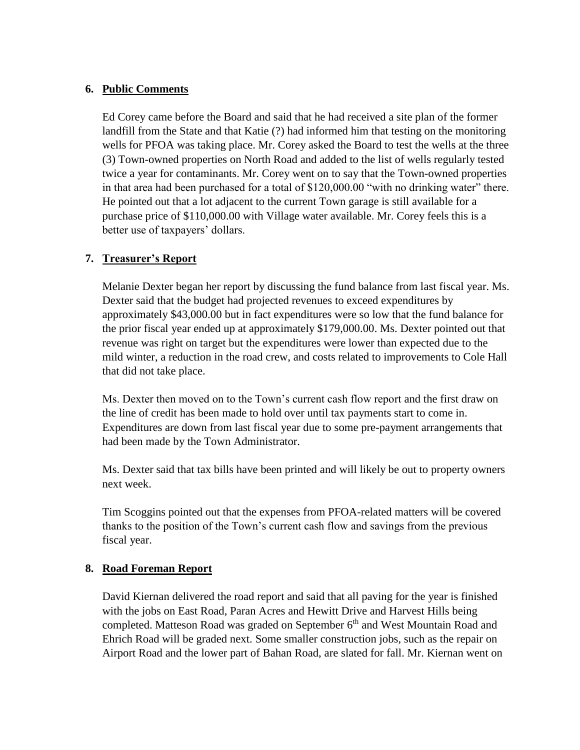## 6. Public Comments

Ed Corey came before the Board and said that he had received a site plan of the former landfill from the State and that Katie (?) had informed him that testing on the monitoring wells for PFOA was taking place. Mr. Corey asked the Board to test the wells at the three (3) Town-owned properties on North Road and added to the list of wells regularly tested twice a year for contaminants. Mr. Corey went on to say that the Town-owned properties in that area had been purchased for a total of $120,000.00 "with no drinking water" there. He pointed out that a lot adjacent to the current Town garage is still available for a purchase price of $110,000.00 with Village water available. Mr. Corey feels this is a better use of taxpayers' dollars.

## 7. Treasurer's Report

Melanie Dexter began her report by discussing the fund balance from last fiscal year. Ms. Dexter said that the budget had projected revenues to exceed expenditures by approximately $43,000.00 but in fact expenditures were so low that the fund balance for the prior fiscal year ended up at approximately $179,000.00. Ms. Dexter pointed out that revenue was right on target but the expenditures were lower than expected due to the mild winter, a reduction in the road crew, and costs related to improvements to Cole Hall that did not take place.

Ms. Dexter then moved on to the Town's current cash flow report and the first draw on the line of credit has been made to hold over until tax payments start to come in. Expenditures are down from last fiscal year due to some pre-payment arrangements that had been made by the Town Administrator.

Ms. Dexter said that tax bills have been printed and will likely be out to property owners next week.

Tim Scoggins pointed out that the expenses from PFOA-related matters will be covered thanks to the position of the Town's current cash flow and savings from the previous fiscal year.

## 8. Road Foreman Report

David Kiernan delivered the road report and said that all paving for the year is finished with the jobs on East Road, Paran Acres and Hewitt Drive and Harvest Hills being completed. Matteson Road was graded on September 6th and West Mountain Road and Ehrich Road will be graded next. Some smaller construction jobs, such as the repair on Airport Road and the lower part of Bahan Road, are slated for fall. Mr. Kiernan went on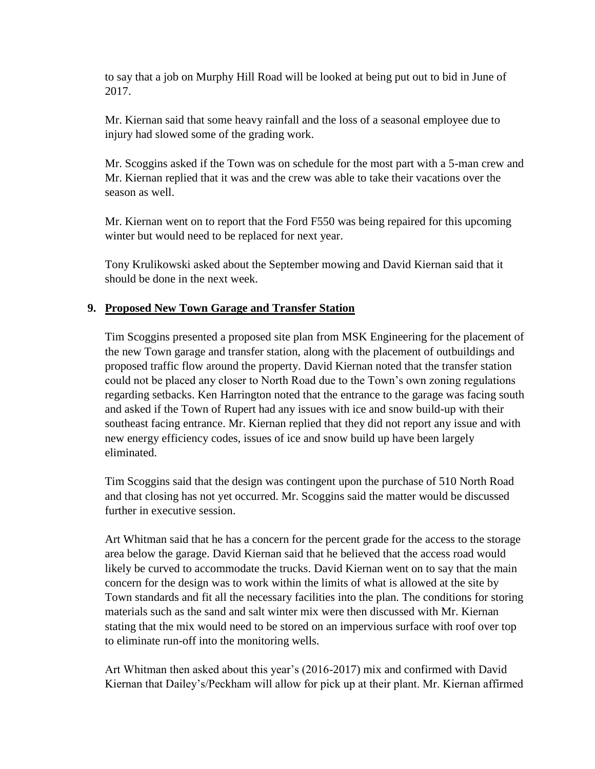to say that a job on Murphy Hill Road will be looked at being put out to bid in June of 2017.

Mr. Kiernan said that some heavy rainfall and the loss of a seasonal employee due to injury had slowed some of the grading work.

Mr. Scoggins asked if the Town was on schedule for the most part with a 5-man crew and Mr. Kiernan replied that it was and the crew was able to take their vacations over the season as well.

Mr. Kiernan went on to report that the Ford F550 was being repaired for this upcoming winter but would need to be replaced for next year.

Tony Krulikowski asked about the September mowing and David Kiernan said that it should be done in the next week.

**9. <u>Proposed New Town Garage and Transfer Station</u>**

Tim Scoggins presented a proposed site plan from MSK Engineering for the placement of the new Town garage and transfer station, along with the placement of outbuildings and proposed traffic flow around the property. David Kiernan noted that the transfer station could not be placed any closer to North Road due to the Town's own zoning regulations regarding setbacks. Ken Harrington noted that the entrance to the garage was facing south and asked if the Town of Rupert had any issues with ice and snow build-up with their southeast facing entrance. Mr. Kiernan replied that they did not report any issue and with new energy efficiency codes, issues of ice and snow build up have been largely eliminated.

Tim Scoggins said that the design was contingent upon the purchase of 510 North Road and that closing has not yet occurred. Mr. Scoggins said the matter would be discussed further in executive session.

Art Whitman said that he has a concern for the percent grade for the access to the storage area below the garage. David Kiernan said that he believed that the access road would likely be curved to accommodate the trucks. David Kiernan went on to say that the main concern for the design was to work within the limits of what is allowed at the site by Town standards and fit all the necessary facilities into the plan. The conditions for storing materials such as the sand and salt winter mix were then discussed with Mr. Kiernan stating that the mix would need to be stored on an impervious surface with roof over top to eliminate run-off into the monitoring wells.

Art Whitman then asked about this year's (2016-2017) mix and confirmed with David Kiernan that Dailey's/Peckham will allow for pick up at their plant. Mr. Kiernan affirmed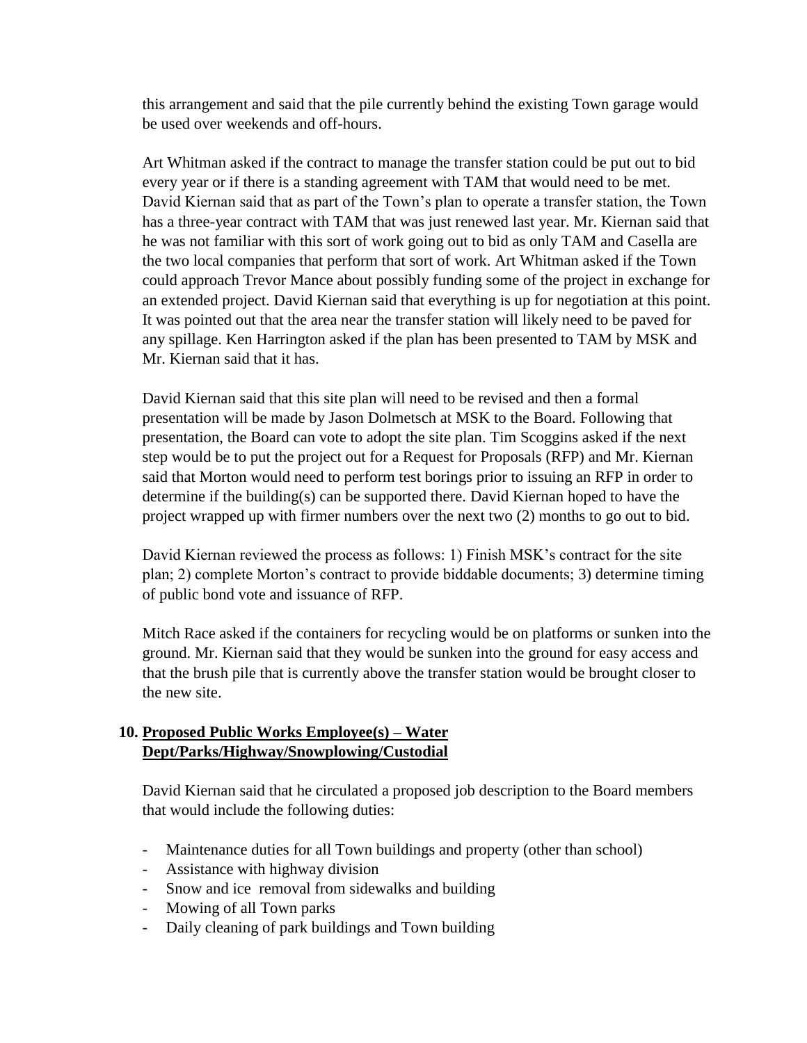this arrangement and said that the pile currently behind the existing Town garage would be used over weekends and off-hours.

Art Whitman asked if the contract to manage the transfer station could be put out to bid every year or if there is a standing agreement with TAM that would need to be met. David Kiernan said that as part of the Town's plan to operate a transfer station, the Town has a three-year contract with TAM that was just renewed last year. Mr. Kiernan said that he was not familiar with this sort of work going out to bid as only TAM and Casella are the two local companies that perform that sort of work. Art Whitman asked if the Town could approach Trevor Mance about possibly funding some of the project in exchange for an extended project. David Kiernan said that everything is up for negotiation at this point. It was pointed out that the area near the transfer station will likely need to be paved for any spillage. Ken Harrington asked if the plan has been presented to TAM by MSK and Mr. Kiernan said that it has.

David Kiernan said that this site plan will need to be revised and then a formal presentation will be made by Jason Dolmetsch at MSK to the Board. Following that presentation, the Board can vote to adopt the site plan. Tim Scoggins asked if the next step would be to put the project out for a Request for Proposals (RFP) and Mr. Kiernan said that Morton would need to perform test borings prior to issuing an RFP in order to determine if the building(s) can be supported there. David Kiernan hoped to have the project wrapped up with firmer numbers over the next two (2) months to go out to bid.

David Kiernan reviewed the process as follows: 1) Finish MSK's contract for the site plan; 2) complete Morton's contract to provide biddable documents; 3) determine timing of public bond vote and issuance of RFP.

Mitch Race asked if the containers for recycling would be on platforms or sunken into the ground. Mr. Kiernan said that they would be sunken into the ground for easy access and that the brush pile that is currently above the transfer station would be brought closer to the new site.

## 10. Proposed Public Works Employee(s) – Water Dept/Parks/Highway/Snowplowing/Custodial

David Kiernan said that he circulated a proposed job description to the Board members that would include the following duties:

- Maintenance duties for all Town buildings and property (other than school)
- Assistance with highway division
- Snow and ice removal from sidewalks and building
- Mowing of all Town parks
- Daily cleaning of park buildings and Town building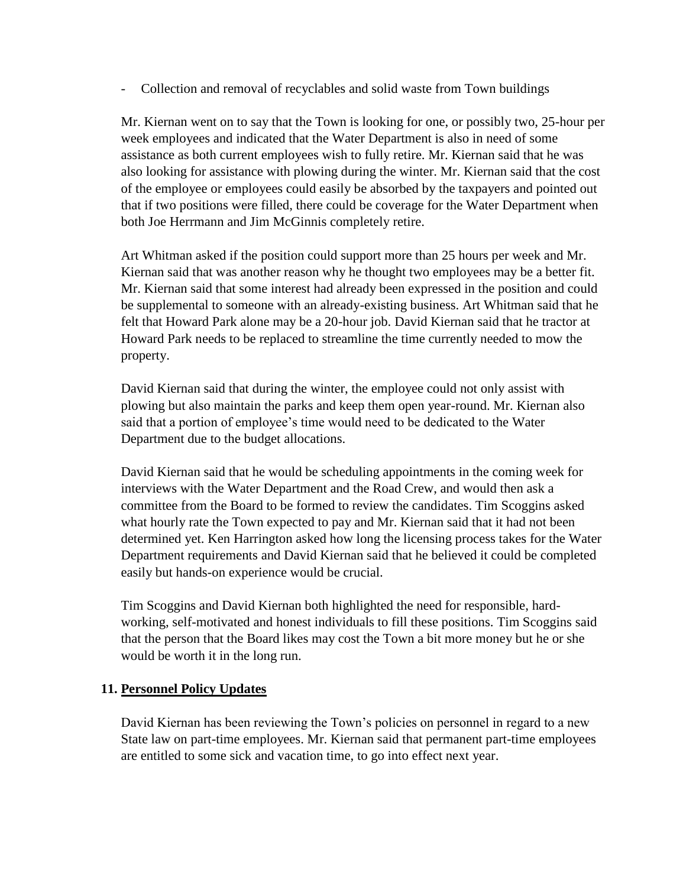- Collection and removal of recyclables and solid waste from Town buildings

Mr. Kiernan went on to say that the Town is looking for one, or possibly two, 25-hour per week employees and indicated that the Water Department is also in need of some assistance as both current employees wish to fully retire. Mr. Kiernan said that he was also looking for assistance with plowing during the winter. Mr. Kiernan said that the cost of the employee or employees could easily be absorbed by the taxpayers and pointed out that if two positions were filled, there could be coverage for the Water Department when both Joe Herrmann and Jim McGinnis completely retire.

Art Whitman asked if the position could support more than 25 hours per week and Mr. Kiernan said that was another reason why he thought two employees may be a better fit. Mr. Kiernan said that some interest had already been expressed in the position and could be supplemental to someone with an already-existing business. Art Whitman said that he felt that Howard Park alone may be a 20-hour job. David Kiernan said that he tractor at Howard Park needs to be replaced to streamline the time currently needed to mow the property.

David Kiernan said that during the winter, the employee could not only assist with plowing but also maintain the parks and keep them open year-round. Mr. Kiernan also said that a portion of employee's time would need to be dedicated to the Water Department due to the budget allocations.

David Kiernan said that he would be scheduling appointments in the coming week for interviews with the Water Department and the Road Crew, and would then ask a committee from the Board to be formed to review the candidates. Tim Scoggins asked what hourly rate the Town expected to pay and Mr. Kiernan said that it had not been determined yet. Ken Harrington asked how long the licensing process takes for the Water Department requirements and David Kiernan said that he believed it could be completed easily but hands-on experience would be crucial.

Tim Scoggins and David Kiernan both highlighted the need for responsible, hard-working, self-motivated and honest individuals to fill these positions. Tim Scoggins said that the person that the Board likes may cost the Town a bit more money but he or she would be worth it in the long run.

## 11. Personnel Policy Updates

David Kiernan has been reviewing the Town's policies on personnel in regard to a new State law on part-time employees. Mr. Kiernan said that permanent part-time employees are entitled to some sick and vacation time, to go into effect next year.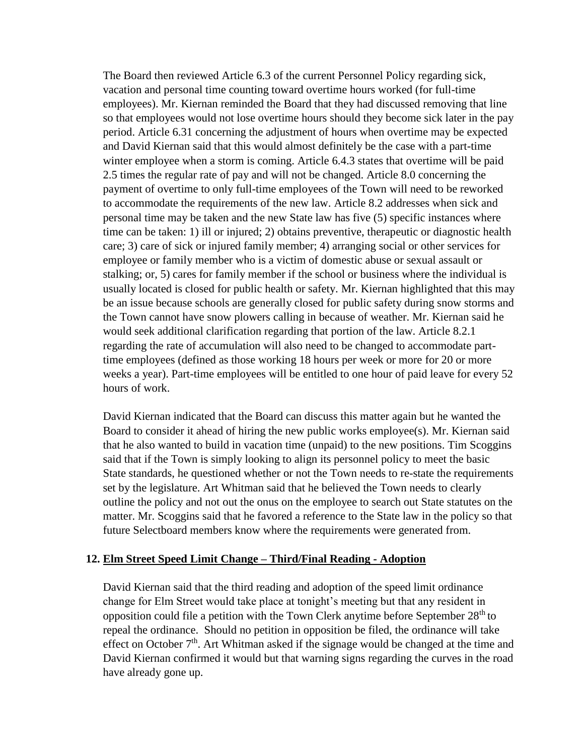The Board then reviewed Article 6.3 of the current Personnel Policy regarding sick, vacation and personal time counting toward overtime hours worked (for full-time employees). Mr. Kiernan reminded the Board that they had discussed removing that line so that employees would not lose overtime hours should they become sick later in the pay period. Article 6.31 concerning the adjustment of hours when overtime may be expected and David Kiernan said that this would almost definitely be the case with a part-time winter employee when a storm is coming. Article 6.4.3 states that overtime will be paid 2.5 times the regular rate of pay and will not be changed. Article 8.0 concerning the payment of overtime to only full-time employees of the Town will need to be reworked to accommodate the requirements of the new law. Article 8.2 addresses when sick and personal time may be taken and the new State law has five (5) specific instances where time can be taken: 1) ill or injured; 2) obtains preventive, therapeutic or diagnostic health care; 3) care of sick or injured family member; 4) arranging social or other services for employee or family member who is a victim of domestic abuse or sexual assault or stalking; or, 5) cares for family member if the school or business where the individual is usually located is closed for public health or safety. Mr. Kiernan highlighted that this may be an issue because schools are generally closed for public safety during snow storms and the Town cannot have snow plowers calling in because of weather. Mr. Kiernan said he would seek additional clarification regarding that portion of the law. Article 8.2.1 regarding the rate of accumulation will also need to be changed to accommodate part-time employees (defined as those working 18 hours per week or more for 20 or more weeks a year). Part-time employees will be entitled to one hour of paid leave for every 52 hours of work.

David Kiernan indicated that the Board can discuss this matter again but he wanted the Board to consider it ahead of hiring the new public works employee(s). Mr. Kiernan said that he also wanted to build in vacation time (unpaid) to the new positions. Tim Scoggins said that if the Town is simply looking to align its personnel policy to meet the basic State standards, he questioned whether or not the Town needs to re-state the requirements set by the legislature. Art Whitman said that he believed the Town needs to clearly outline the policy and not out the onus on the employee to search out State statutes on the matter. Mr. Scoggins said that he favored a reference to the State law in the policy so that future Selectboard members know where the requirements were generated from.

### 12. Elm Street Speed Limit Change – Third/Final Reading - Adoption

David Kiernan said that the third reading and adoption of the speed limit ordinance change for Elm Street would take place at tonight's meeting but that any resident in opposition could file a petition with the Town Clerk anytime before September 28th to repeal the ordinance. Should no petition in opposition be filed, the ordinance will take effect on October 7th. Art Whitman asked if the signage would be changed at the time and David Kiernan confirmed it would but that warning signs regarding the curves in the road have already gone up.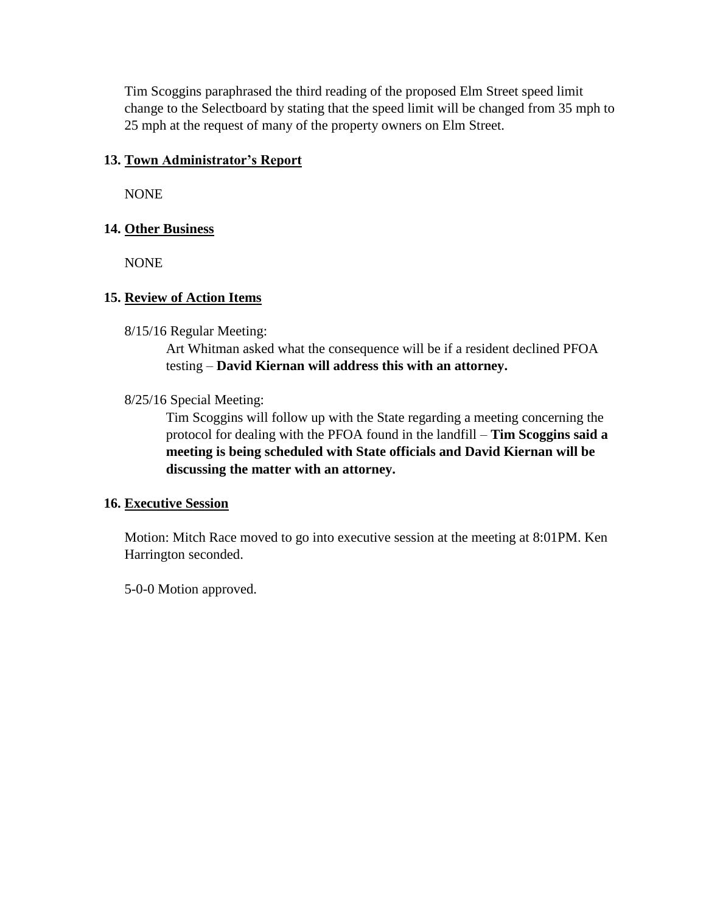Tim Scoggins paraphrased the third reading of the proposed Elm Street speed limit change to the Selectboard by stating that the speed limit will be changed from 35 mph to 25 mph at the request of many of the property owners on Elm Street.

## 13. Town Administrator's Report

NONE

## 14. Other Business

NONE

## 15. Review of Action Items

8/15/16 Regular Meeting:

Art Whitman asked what the consequence will be if a resident declined PFOA testing – **David Kiernan will address this with an attorney.**

8/25/16 Special Meeting:

Tim Scoggins will follow up with the State regarding a meeting concerning the protocol for dealing with the PFOA found in the landfill – **Tim Scoggins said a meeting is being scheduled with State officials and David Kiernan will be discussing the matter with an attorney.**

## 16. Executive Session

Motion: Mitch Race moved to go into executive session at the meeting at 8:01PM. Ken Harrington seconded.

5-0-0 Motion approved.